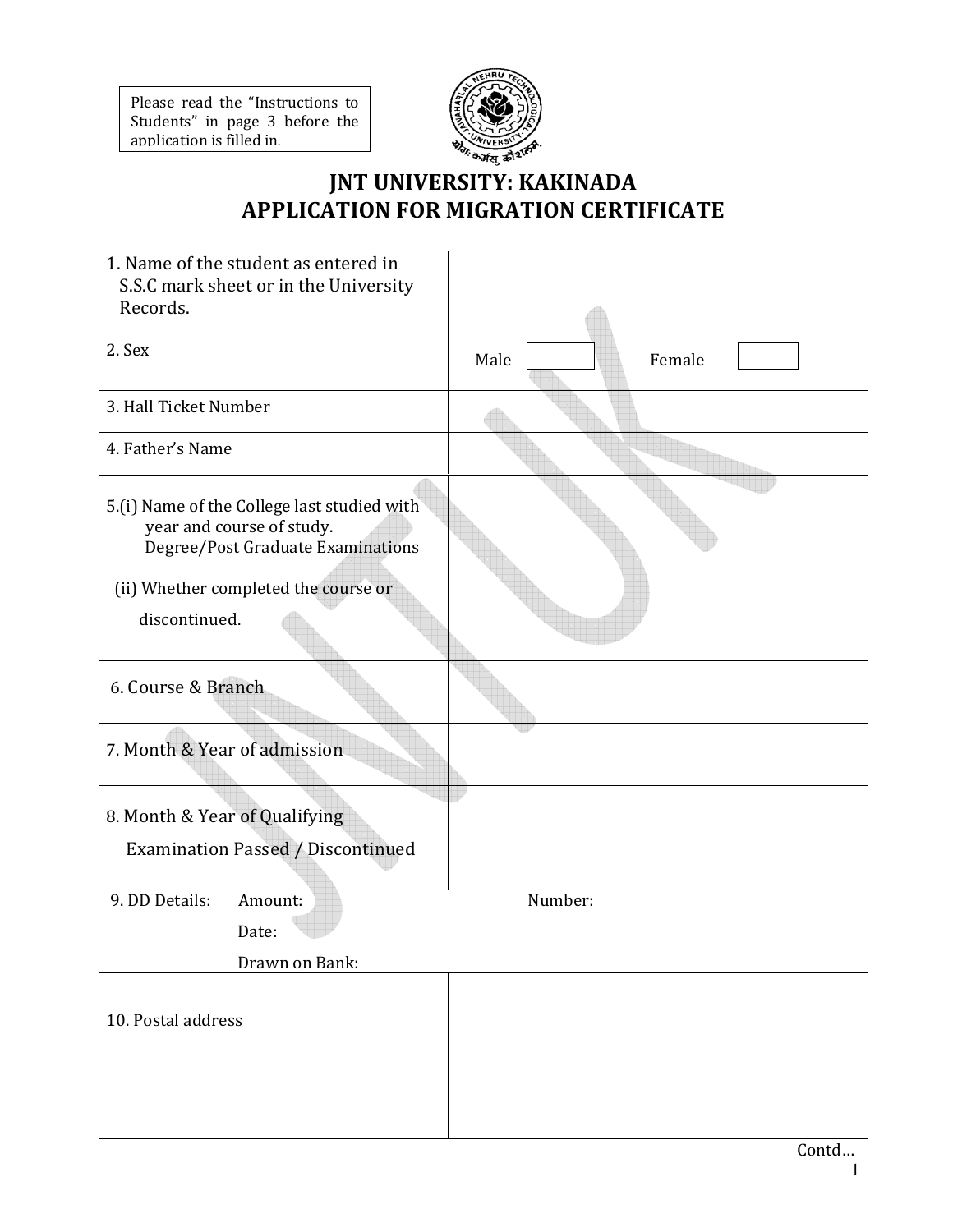Please read the "Instructions to Students" in page 3 before the application is filled in.

# JNT UNIVERSITY: KAKINADA
## APPLICATION FOR MIGRATION CERTIFICATE

| | |
|---|---|
| 1. Name of the student as entered in S.S.C mark sheet or in the University Records. | |
| 2. Sex | Male ☐ Female ☐ |
| 3. Hall Ticket Number | |
| 4. Father's Name | |
| 5.(i) Name of the College last studied with year and course of study. Degree/Post Graduate Examinations<br><br>(ii) Whether completed the course or discontinued. | |
| 6. Course & Branch | |
| 7. Month & Year of admission | |
| 8. Month & Year of Qualifying Examination Passed / Discontinued | |
| 9. DD Details: Amount: Number:<br>Date:<br>Drawn on Bank: | |
| 10. Postal address | |

Contd…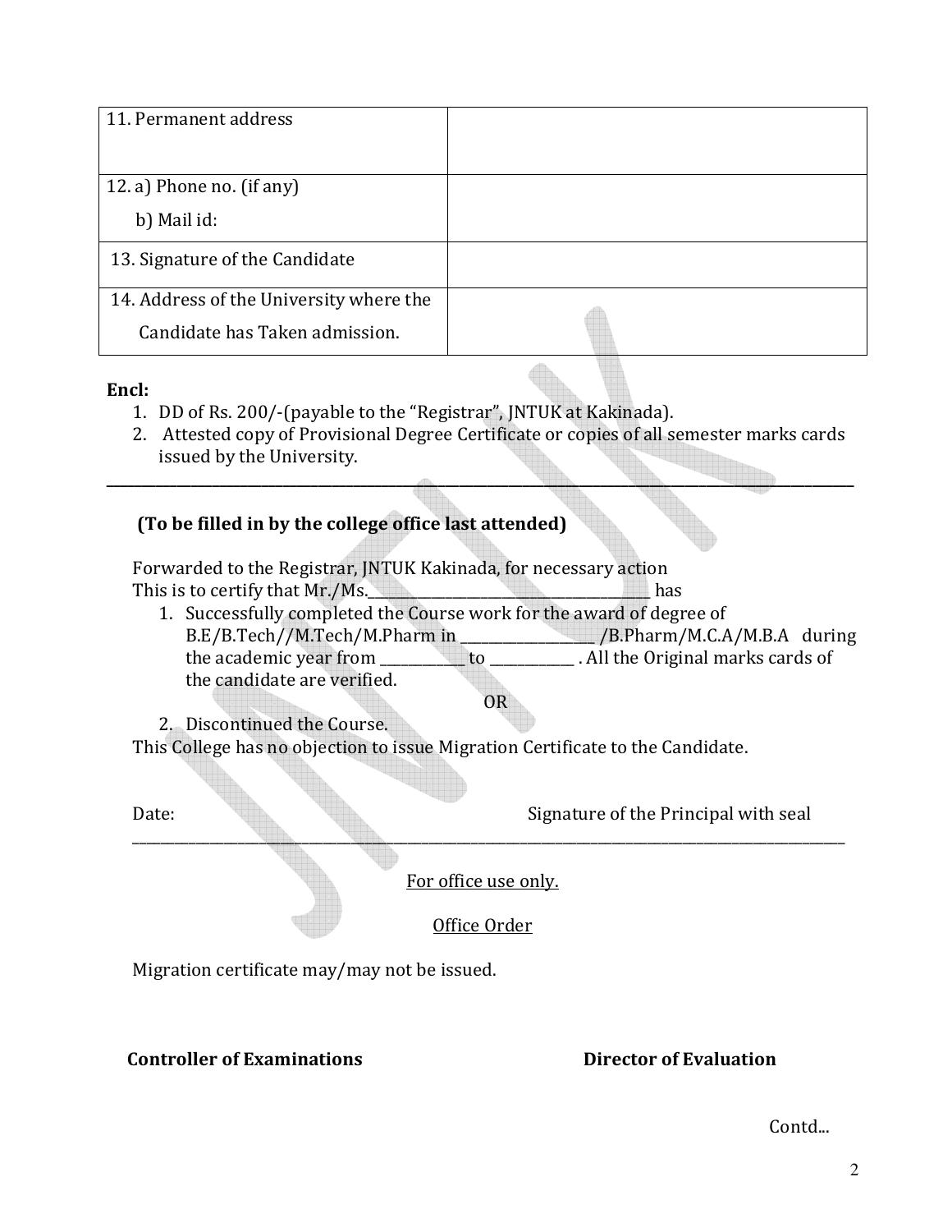| 11. Permanent address | |
|---|---|
| 12. a) Phone no. (if any)<br>b) Mail id: | |
| 13. Signature of the Candidate | |
| 14. Address of the University where the Candidate has Taken admission. | |

**Encl:**

1. DD of Rs. 200/-(payable to the "Registrar", JNTUK at Kakinada).
2. Attested copy of Provisional Degree Certificate or copies of all semester marks cards issued by the University.

---

**(To be filled in by the college office last attended)**

Forwarded to the Registrar, JNTUK Kakinada, for necessary action
This is to certify that Mr./Ms.______________________________ has

1. Successfully completed the Course work for the award of degree of B.E/B.Tech//M.Tech/M.Pharm in ______________ /B.Pharm/M.C.A/M.B.A during the academic year from _________ to _________ . All the Original marks cards of the candidate are verified.

OR

2. Discontinued the Course.

This College has no objection to issue Migration Certificate to the Candidate.

Date: Signature of the Principal with seal

---

For office use only.

Office Order

Migration certificate may/may not be issued.

**Controller of Examinations** **Director of Evaluation**

Contd...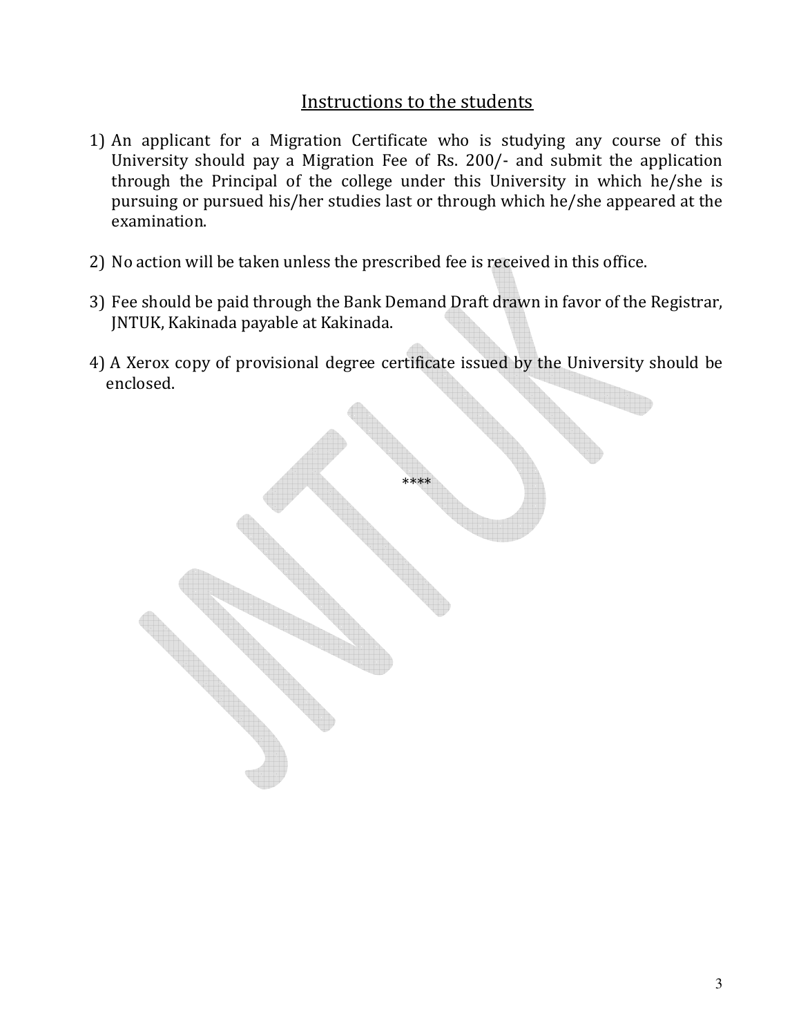## Instructions to the students

1) An applicant for a Migration Certificate who is studying any course of this University should pay a Migration Fee of Rs. 200/- and submit the application through the Principal of the college under this University in which he/she is pursuing or pursued his/her studies last or through which he/she appeared at the examination.

2) No action will be taken unless the prescribed fee is received in this office.

3) Fee should be paid through the Bank Demand Draft drawn in favor of the Registrar, JNTUK, Kakinada payable at Kakinada.

4) A Xerox copy of provisional degree certificate issued by the University should be enclosed.

****